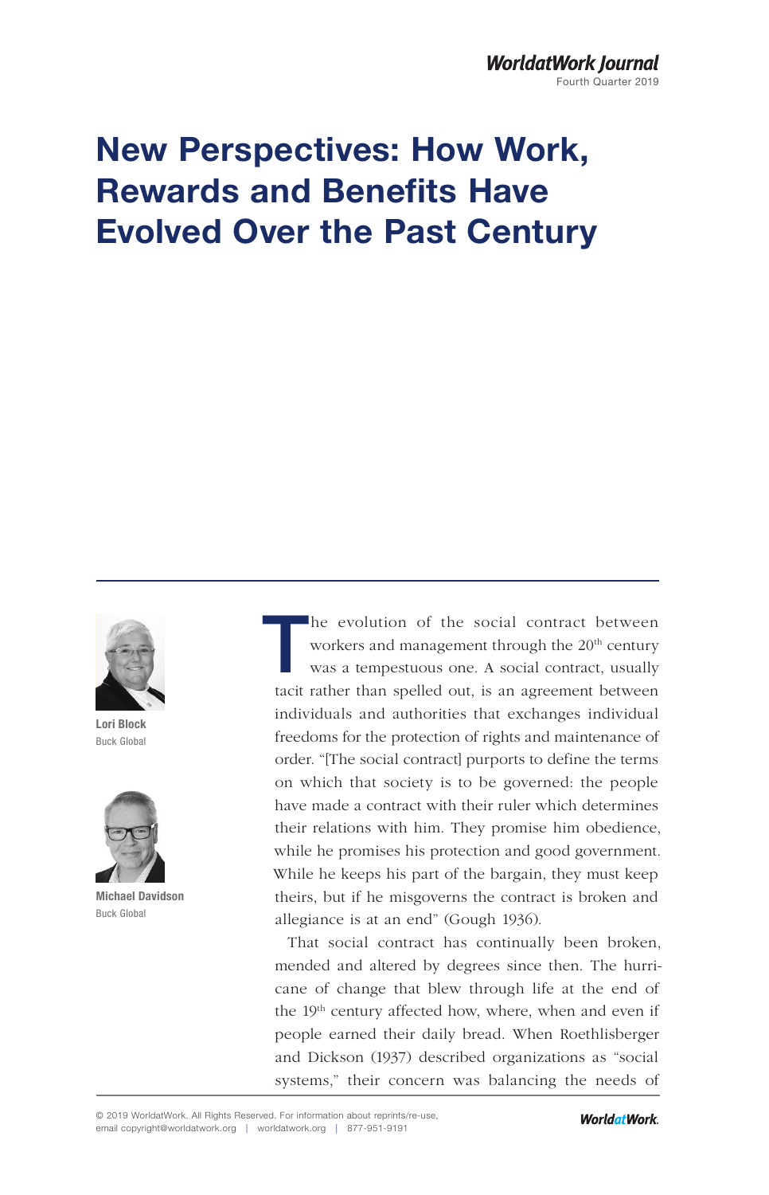# New Perspectives: How Work, Rewards and Benefits Have Evolved Over the Past Century

**Lori Block**
Buck Global

**Michael Davidson**
Buck Global

The evolution of the social contract between workers and management through the 20th century was a tempestuous one. A social contract, usually tacit rather than spelled out, is an agreement between individuals and authorities that exchanges individual freedoms for the protection of rights and maintenance of order. "[The social contract] purports to define the terms on which that society is to be governed: the people have made a contract with their ruler which determines their relations with him. They promise him obedience, while he promises his protection and good government. While he keeps his part of the bargain, they must keep theirs, but if he misgoverns the contract is broken and allegiance is at an end" (Gough 1936).

That social contract has continually been broken, mended and altered by degrees since then. The hurricane of change that blew through life at the end of the 19th century affected how, where, when and even if people earned their daily bread. When Roethlisberger and Dickson (1937) described organizations as "social systems," their concern was balancing the needs of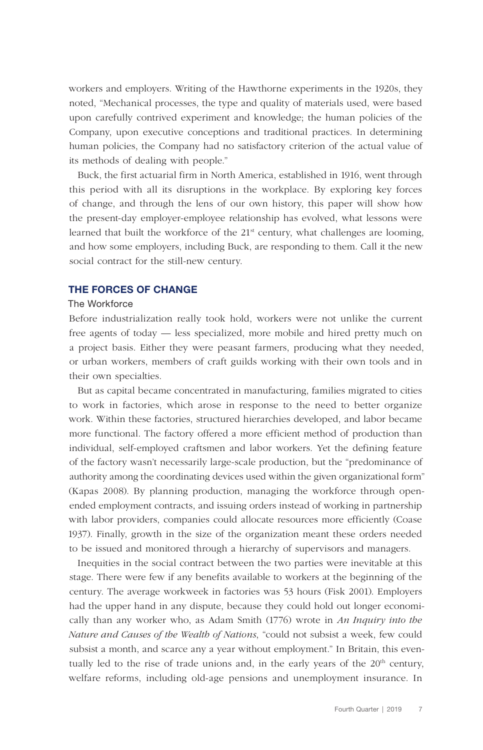workers and employers. Writing of the Hawthorne experiments in the 1920s, they noted, "Mechanical processes, the type and quality of materials used, were based upon carefully contrived experiment and knowledge; the human policies of the Company, upon executive conceptions and traditional practices. In determining human policies, the Company had no satisfactory criterion of the actual value of its methods of dealing with people."

Buck, the first actuarial firm in North America, established in 1916, went through this period with all its disruptions in the workplace. By exploring key forces of change, and through the lens of our own history, this paper will show how the present-day employer-employee relationship has evolved, what lessons were learned that built the workforce of the 21st century, what challenges are looming, and how some employers, including Buck, are responding to them. Call it the new social contract for the still-new century.

## THE FORCES OF CHANGE

### The Workforce

Before industrialization really took hold, workers were not unlike the current free agents of today — less specialized, more mobile and hired pretty much on a project basis. Either they were peasant farmers, producing what they needed, or urban workers, members of craft guilds working with their own tools and in their own specialties.

But as capital became concentrated in manufacturing, families migrated to cities to work in factories, which arose in response to the need to better organize work. Within these factories, structured hierarchies developed, and labor became more functional. The factory offered a more efficient method of production than individual, self-employed craftsmen and labor workers. Yet the defining feature of the factory wasn't necessarily large-scale production, but the "predominance of authority among the coordinating devices used within the given organizational form" (Kapas 2008). By planning production, managing the workforce through open-ended employment contracts, and issuing orders instead of working in partnership with labor providers, companies could allocate resources more efficiently (Coase 1937). Finally, growth in the size of the organization meant these orders needed to be issued and monitored through a hierarchy of supervisors and managers.

Inequities in the social contract between the two parties were inevitable at this stage. There were few if any benefits available to workers at the beginning of the century. The average workweek in factories was 53 hours (Fisk 2001). Employers had the upper hand in any dispute, because they could hold out longer economically than any worker who, as Adam Smith (1776) wrote in *An Inquiry into the Nature and Causes of the Wealth of Nations*, "could not subsist a week, few could subsist a month, and scarce any a year without employment." In Britain, this eventually led to the rise of trade unions and, in the early years of the 20th century, welfare reforms, including old-age pensions and unemployment insurance. In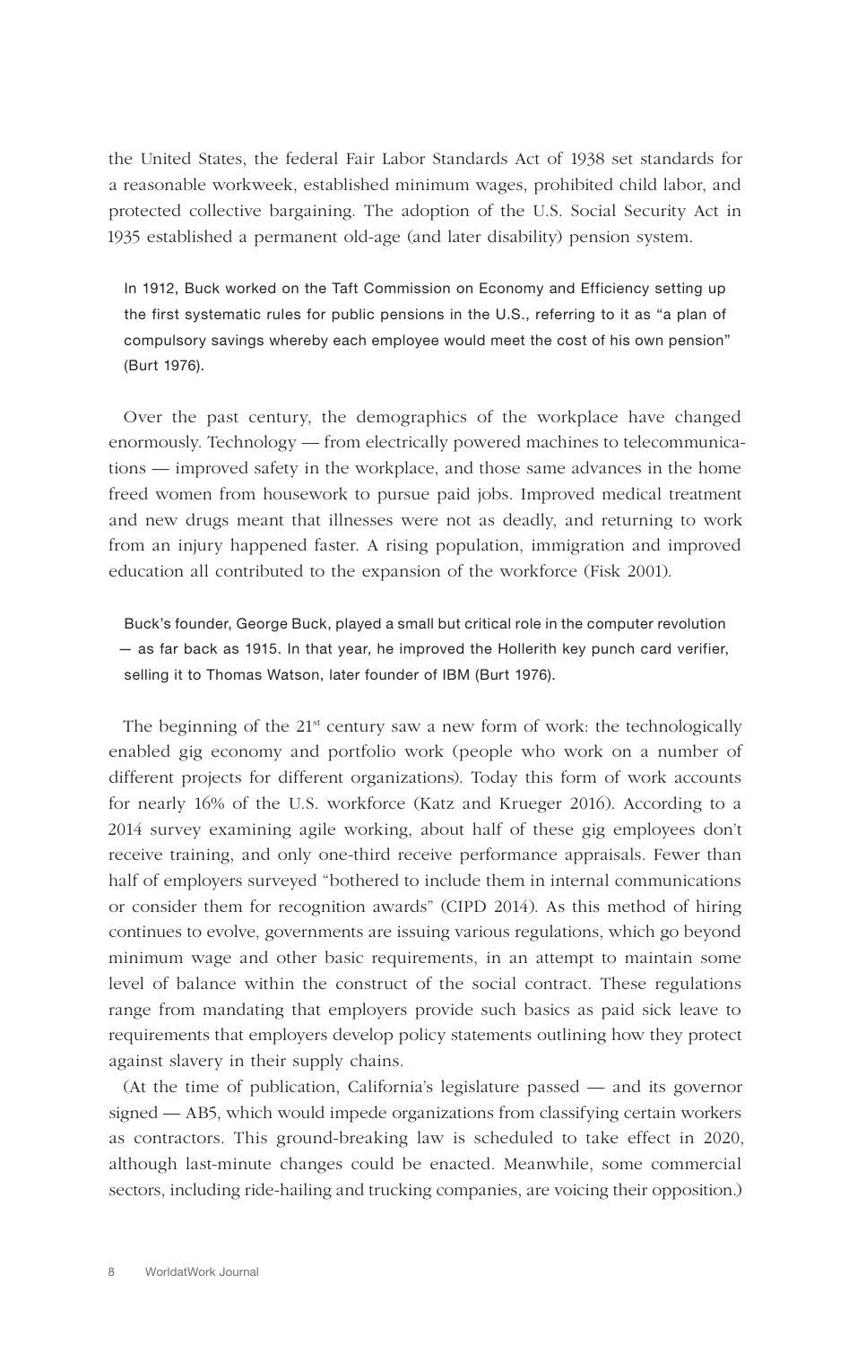the United States, the federal Fair Labor Standards Act of 1938 set standards for a reasonable workweek, established minimum wages, prohibited child labor, and protected collective bargaining. The adoption of the U.S. Social Security Act in 1935 established a permanent old-age (and later disability) pension system.

In 1912, Buck worked on the Taft Commission on Economy and Efficiency setting up the first systematic rules for public pensions in the U.S., referring to it as "a plan of compulsory savings whereby each employee would meet the cost of his own pension" (Burt 1976).

Over the past century, the demographics of the workplace have changed enormously. Technology — from electrically powered machines to telecommunications — improved safety in the workplace, and those same advances in the home freed women from housework to pursue paid jobs. Improved medical treatment and new drugs meant that illnesses were not as deadly, and returning to work from an injury happened faster. A rising population, immigration and improved education all contributed to the expansion of the workforce (Fisk 2001).

Buck's founder, George Buck, played a small but critical role in the computer revolution — as far back as 1915. In that year, he improved the Hollerith key punch card verifier, selling it to Thomas Watson, later founder of IBM (Burt 1976).

The beginning of the 21st century saw a new form of work: the technologically enabled gig economy and portfolio work (people who work on a number of different projects for different organizations). Today this form of work accounts for nearly 16% of the U.S. workforce (Katz and Krueger 2016). According to a 2014 survey examining agile working, about half of these gig employees don't receive training, and only one-third receive performance appraisals. Fewer than half of employers surveyed "bothered to include them in internal communications or consider them for recognition awards" (CIPD 2014). As this method of hiring continues to evolve, governments are issuing various regulations, which go beyond minimum wage and other basic requirements, in an attempt to maintain some level of balance within the construct of the social contract. These regulations range from mandating that employers provide such basics as paid sick leave to requirements that employers develop policy statements outlining how they protect against slavery in their supply chains.

(At the time of publication, California's legislature passed — and its governor signed — AB5, which would impede organizations from classifying certain workers as contractors. This ground-breaking law is scheduled to take effect in 2020, although last-minute changes could be enacted. Meanwhile, some commercial sectors, including ride-hailing and trucking companies, are voicing their opposition.)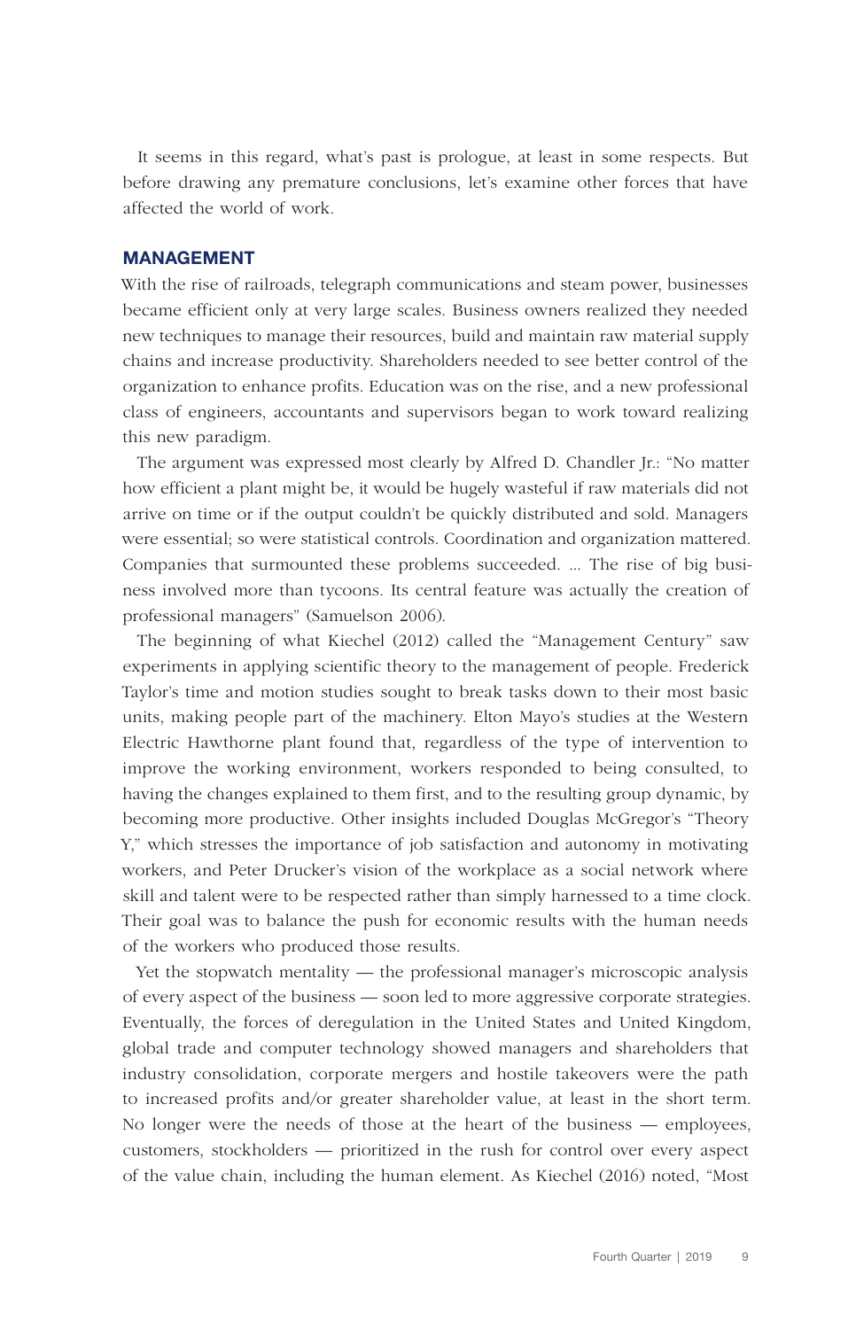It seems in this regard, what's past is prologue, at least in some respects. But before drawing any premature conclusions, let's examine other forces that have affected the world of work.

## MANAGEMENT

With the rise of railroads, telegraph communications and steam power, businesses became efficient only at very large scales. Business owners realized they needed new techniques to manage their resources, build and maintain raw material supply chains and increase productivity. Shareholders needed to see better control of the organization to enhance profits. Education was on the rise, and a new professional class of engineers, accountants and supervisors began to work toward realizing this new paradigm.

The argument was expressed most clearly by Alfred D. Chandler Jr.: "No matter how efficient a plant might be, it would be hugely wasteful if raw materials did not arrive on time or if the output couldn't be quickly distributed and sold. Managers were essential; so were statistical controls. Coordination and organization mattered. Companies that surmounted these problems succeeded. ... The rise of big business involved more than tycoons. Its central feature was actually the creation of professional managers" (Samuelson 2006).

The beginning of what Kiechel (2012) called the "Management Century" saw experiments in applying scientific theory to the management of people. Frederick Taylor's time and motion studies sought to break tasks down to their most basic units, making people part of the machinery. Elton Mayo's studies at the Western Electric Hawthorne plant found that, regardless of the type of intervention to improve the working environment, workers responded to being consulted, to having the changes explained to them first, and to the resulting group dynamic, by becoming more productive. Other insights included Douglas McGregor's "Theory Y," which stresses the importance of job satisfaction and autonomy in motivating workers, and Peter Drucker's vision of the workplace as a social network where skill and talent were to be respected rather than simply harnessed to a time clock. Their goal was to balance the push for economic results with the human needs of the workers who produced those results.

Yet the stopwatch mentality — the professional manager's microscopic analysis of every aspect of the business — soon led to more aggressive corporate strategies. Eventually, the forces of deregulation in the United States and United Kingdom, global trade and computer technology showed managers and shareholders that industry consolidation, corporate mergers and hostile takeovers were the path to increased profits and/or greater shareholder value, at least in the short term. No longer were the needs of those at the heart of the business — employees, customers, stockholders — prioritized in the rush for control over every aspect of the value chain, including the human element. As Kiechel (2016) noted, "Most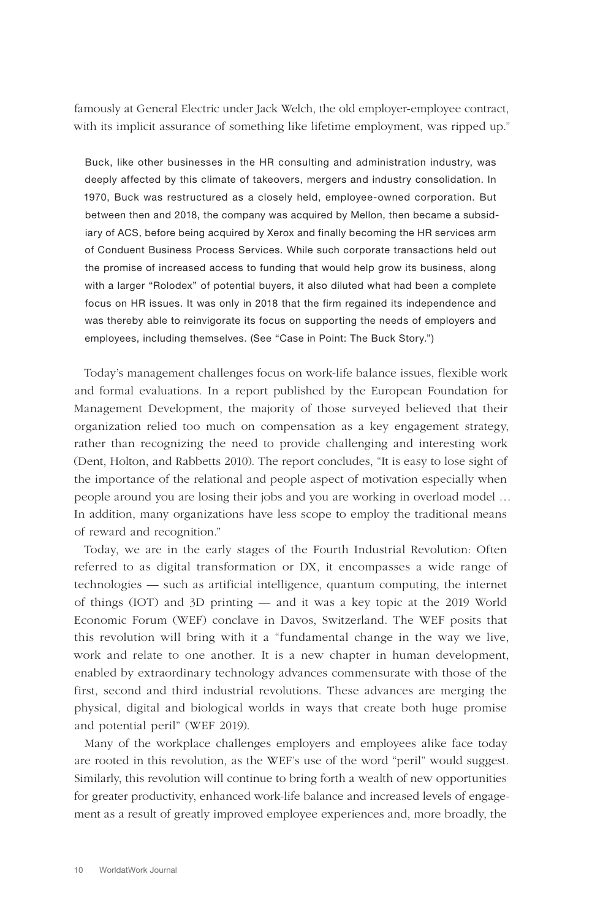famously at General Electric under Jack Welch, the old employer-employee contract, with its implicit assurance of something like lifetime employment, was ripped up."

> Buck, like other businesses in the HR consulting and administration industry, was deeply affected by this climate of takeovers, mergers and industry consolidation. In 1970, Buck was restructured as a closely held, employee-owned corporation. But between then and 2018, the company was acquired by Mellon, then became a subsidiary of ACS, before being acquired by Xerox and finally becoming the HR services arm of Conduent Business Process Services. While such corporate transactions held out the promise of increased access to funding that would help grow its business, along with a larger "Rolodex" of potential buyers, it also diluted what had been a complete focus on HR issues. It was only in 2018 that the firm regained its independence and was thereby able to reinvigorate its focus on supporting the needs of employers and employees, including themselves. (See "Case in Point: The Buck Story.")

Today's management challenges focus on work-life balance issues, flexible work and formal evaluations. In a report published by the European Foundation for Management Development, the majority of those surveyed believed that their organization relied too much on compensation as a key engagement strategy, rather than recognizing the need to provide challenging and interesting work (Dent, Holton, and Rabbetts 2010). The report concludes, "It is easy to lose sight of the importance of the relational and people aspect of motivation especially when people around you are losing their jobs and you are working in overload model … In addition, many organizations have less scope to employ the traditional means of reward and recognition."

Today, we are in the early stages of the Fourth Industrial Revolution: Often referred to as digital transformation or DX, it encompasses a wide range of technologies — such as artificial intelligence, quantum computing, the internet of things (IOT) and 3D printing — and it was a key topic at the 2019 World Economic Forum (WEF) conclave in Davos, Switzerland. The WEF posits that this revolution will bring with it a "fundamental change in the way we live, work and relate to one another. It is a new chapter in human development, enabled by extraordinary technology advances commensurate with those of the first, second and third industrial revolutions. These advances are merging the physical, digital and biological worlds in ways that create both huge promise and potential peril" (WEF 2019).

Many of the workplace challenges employers and employees alike face today are rooted in this revolution, as the WEF's use of the word "peril" would suggest. Similarly, this revolution will continue to bring forth a wealth of new opportunities for greater productivity, enhanced work-life balance and increased levels of engagement as a result of greatly improved employee experiences and, more broadly, the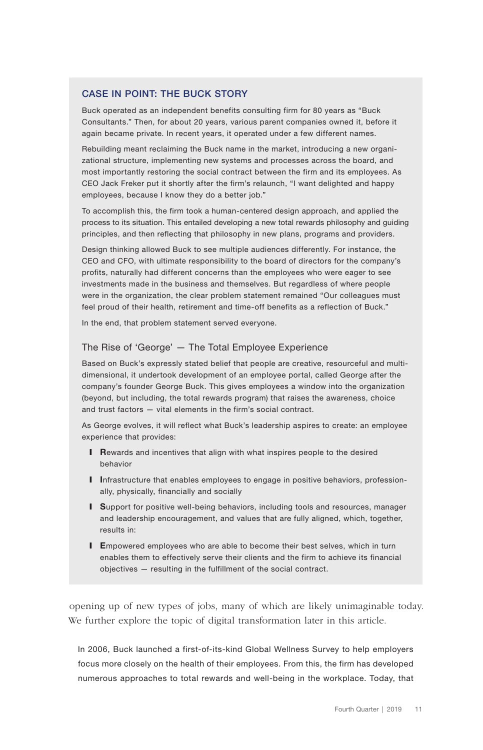## CASE IN POINT: THE BUCK STORY

Buck operated as an independent benefits consulting firm for 80 years as "Buck Consultants." Then, for about 20 years, various parent companies owned it, before it again became private. In recent years, it operated under a few different names.

Rebuilding meant reclaiming the Buck name in the market, introducing a new organizational structure, implementing new systems and processes across the board, and most importantly restoring the social contract between the firm and its employees. As CEO Jack Freker put it shortly after the firm's relaunch, "I want delighted and happy employees, because I know they do a better job."

To accomplish this, the firm took a human-centered design approach, and applied the process to its situation. This entailed developing a new total rewards philosophy and guiding principles, and then reflecting that philosophy in new plans, programs and providers.

Design thinking allowed Buck to see multiple audiences differently. For instance, the CEO and CFO, with ultimate responsibility to the board of directors for the company's profits, naturally had different concerns than the employees who were eager to see investments made in the business and themselves. But regardless of where people were in the organization, the clear problem statement remained "Our colleagues must feel proud of their health, retirement and time-off benefits as a reflection of Buck."

In the end, that problem statement served everyone.

### The Rise of 'George' — The Total Employee Experience

Based on Buck's expressly stated belief that people are creative, resourceful and multidimensional, it undertook development of an employee portal, called George after the company's founder George Buck. This gives employees a window into the organization (beyond, but including, the total rewards program) that raises the awareness, choice and trust factors — vital elements in the firm's social contract.

As George evolves, it will reflect what Buck's leadership aspires to create: an employee experience that provides:

- **R**ewards and incentives that align with what inspires people to the desired behavior
- **I**nfrastructure that enables employees to engage in positive behaviors, professionally, physically, financially and socially
- **S**upport for positive well-being behaviors, including tools and resources, manager and leadership encouragement, and values that are fully aligned, which, together, results in:
- **E**mpowered employees who are able to become their best selves, which in turn enables them to effectively serve their clients and the firm to achieve its financial objectives — resulting in the fulfillment of the social contract.

opening up of new types of jobs, many of which are likely unimaginable today. We further explore the topic of digital transformation later in this article.

In 2006, Buck launched a first-of-its-kind Global Wellness Survey to help employers focus more closely on the health of their employees. From this, the firm has developed numerous approaches to total rewards and well-being in the workplace. Today, that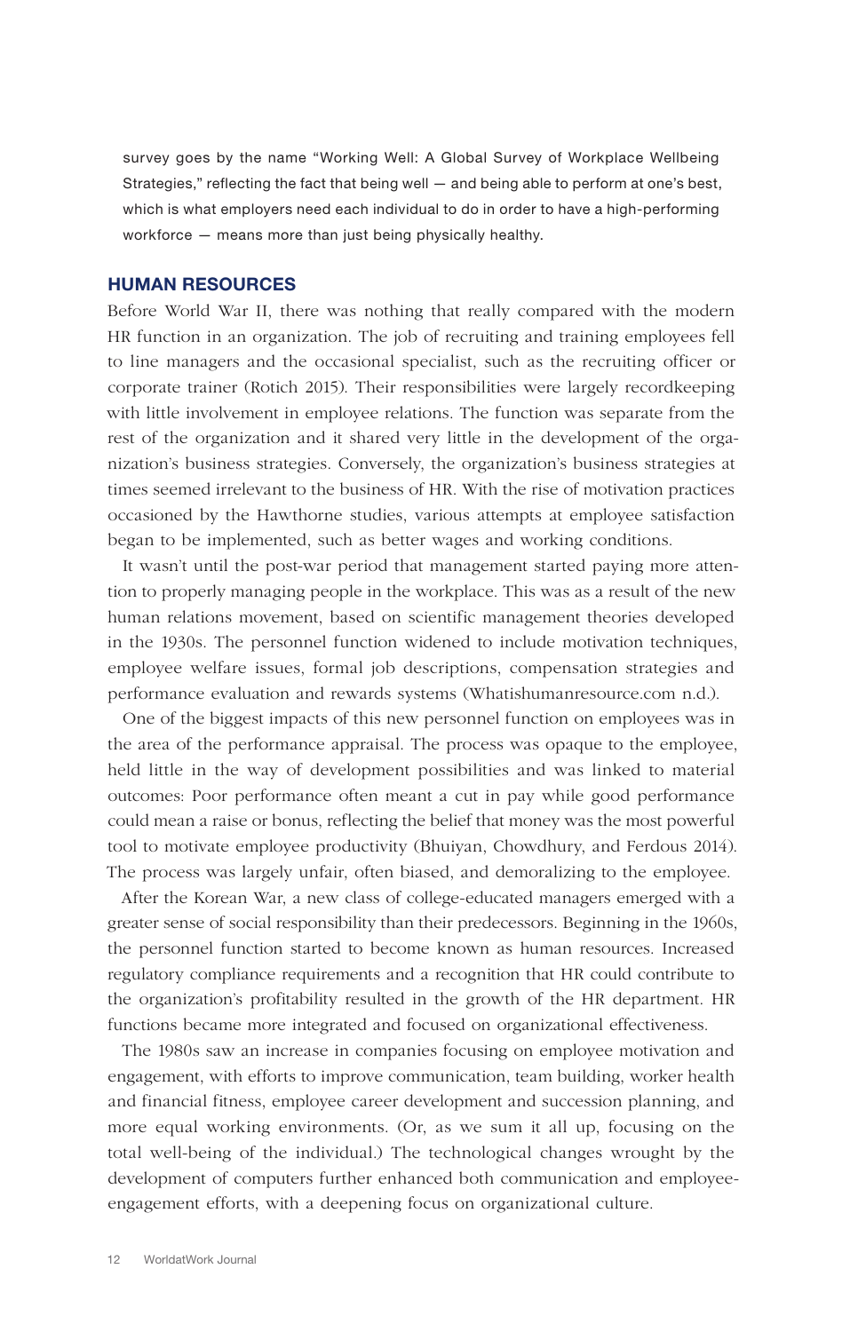survey goes by the name "Working Well: A Global Survey of Workplace Wellbeing Strategies," reflecting the fact that being well — and being able to perform at one's best, which is what employers need each individual to do in order to have a high-performing workforce — means more than just being physically healthy.

## HUMAN RESOURCES

Before World War II, there was nothing that really compared with the modern HR function in an organization. The job of recruiting and training employees fell to line managers and the occasional specialist, such as the recruiting officer or corporate trainer (Rotich 2015). Their responsibilities were largely recordkeeping with little involvement in employee relations. The function was separate from the rest of the organization and it shared very little in the development of the organization's business strategies. Conversely, the organization's business strategies at times seemed irrelevant to the business of HR. With the rise of motivation practices occasioned by the Hawthorne studies, various attempts at employee satisfaction began to be implemented, such as better wages and working conditions.

It wasn't until the post-war period that management started paying more attention to properly managing people in the workplace. This was as a result of the new human relations movement, based on scientific management theories developed in the 1930s. The personnel function widened to include motivation techniques, employee welfare issues, formal job descriptions, compensation strategies and performance evaluation and rewards systems (Whatishumanresource.com n.d.).

One of the biggest impacts of this new personnel function on employees was in the area of the performance appraisal. The process was opaque to the employee, held little in the way of development possibilities and was linked to material outcomes: Poor performance often meant a cut in pay while good performance could mean a raise or bonus, reflecting the belief that money was the most powerful tool to motivate employee productivity (Bhuiyan, Chowdhury, and Ferdous 2014). The process was largely unfair, often biased, and demoralizing to the employee.

After the Korean War, a new class of college-educated managers emerged with a greater sense of social responsibility than their predecessors. Beginning in the 1960s, the personnel function started to become known as human resources. Increased regulatory compliance requirements and a recognition that HR could contribute to the organization's profitability resulted in the growth of the HR department. HR functions became more integrated and focused on organizational effectiveness.

The 1980s saw an increase in companies focusing on employee motivation and engagement, with efforts to improve communication, team building, worker health and financial fitness, employee career development and succession planning, and more equal working environments. (Or, as we sum it all up, focusing on the total well-being of the individual.) The technological changes wrought by the development of computers further enhanced both communication and employee-engagement efforts, with a deepening focus on organizational culture.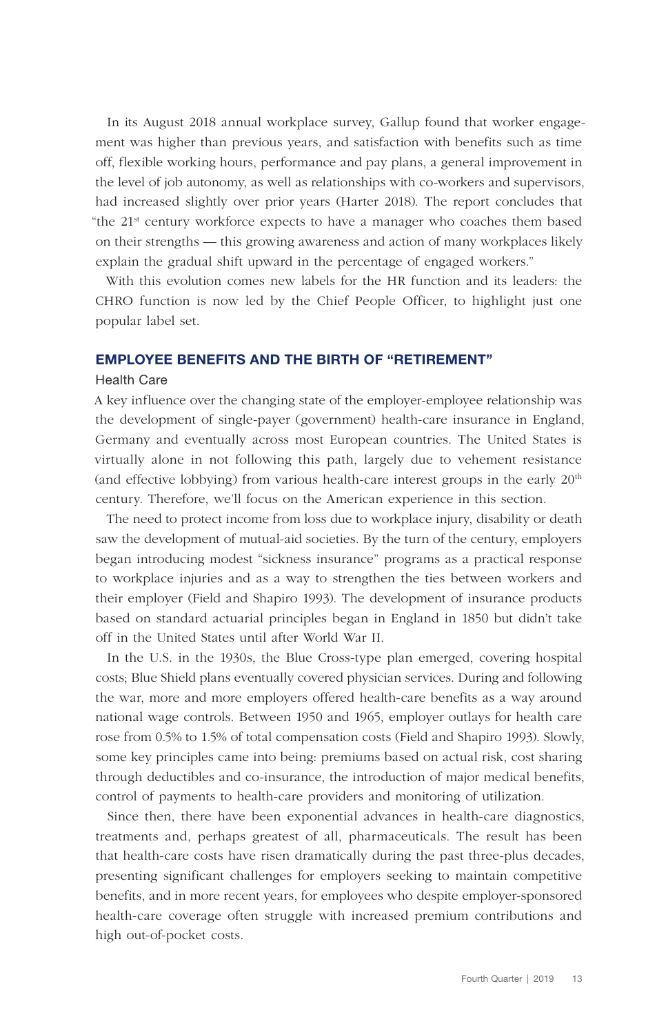In its August 2018 annual workplace survey, Gallup found that worker engagement was higher than previous years, and satisfaction with benefits such as time off, flexible working hours, performance and pay plans, a general improvement in the level of job autonomy, as well as relationships with co-workers and supervisors, had increased slightly over prior years (Harter 2018). The report concludes that "the 21st century workforce expects to have a manager who coaches them based on their strengths — this growing awareness and action of many workplaces likely explain the gradual shift upward in the percentage of engaged workers."

With this evolution comes new labels for the HR function and its leaders: the CHRO function is now led by the Chief People Officer, to highlight just one popular label set.

## EMPLOYEE BENEFITS AND THE BIRTH OF "RETIREMENT"

### Health Care

A key influence over the changing state of the employer-employee relationship was the development of single-payer (government) health-care insurance in England, Germany and eventually across most European countries. The United States is virtually alone in not following this path, largely due to vehement resistance (and effective lobbying) from various health-care interest groups in the early 20th century. Therefore, we'll focus on the American experience in this section.

The need to protect income from loss due to workplace injury, disability or death saw the development of mutual-aid societies. By the turn of the century, employers began introducing modest "sickness insurance" programs as a practical response to workplace injuries and as a way to strengthen the ties between workers and their employer (Field and Shapiro 1993). The development of insurance products based on standard actuarial principles began in England in 1850 but didn't take off in the United States until after World War II.

In the U.S. in the 1930s, the Blue Cross-type plan emerged, covering hospital costs; Blue Shield plans eventually covered physician services. During and following the war, more and more employers offered health-care benefits as a way around national wage controls. Between 1950 and 1965, employer outlays for health care rose from 0.5% to 1.5% of total compensation costs (Field and Shapiro 1993). Slowly, some key principles came into being: premiums based on actual risk, cost sharing through deductibles and co-insurance, the introduction of major medical benefits, control of payments to health-care providers and monitoring of utilization.

Since then, there have been exponential advances in health-care diagnostics, treatments and, perhaps greatest of all, pharmaceuticals. The result has been that health-care costs have risen dramatically during the past three-plus decades, presenting significant challenges for employers seeking to maintain competitive benefits, and in more recent years, for employees who despite employer-sponsored health-care coverage often struggle with increased premium contributions and high out-of-pocket costs.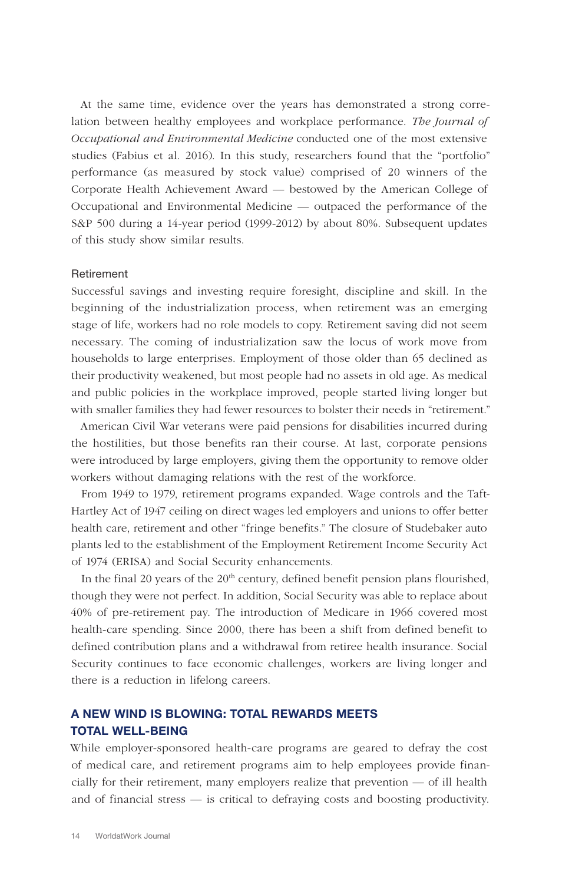At the same time, evidence over the years has demonstrated a strong correlation between healthy employees and workplace performance. *The Journal of Occupational and Environmental Medicine* conducted one of the most extensive studies (Fabius et al. 2016). In this study, researchers found that the "portfolio" performance (as measured by stock value) comprised of 20 winners of the Corporate Health Achievement Award — bestowed by the American College of Occupational and Environmental Medicine — outpaced the performance of the S&P 500 during a 14-year period (1999-2012) by about 80%. Subsequent updates of this study show similar results.

### Retirement

Successful savings and investing require foresight, discipline and skill. In the beginning of the industrialization process, when retirement was an emerging stage of life, workers had no role models to copy. Retirement saving did not seem necessary. The coming of industrialization saw the locus of work move from households to large enterprises. Employment of those older than 65 declined as their productivity weakened, but most people had no assets in old age. As medical and public policies in the workplace improved, people started living longer but with smaller families they had fewer resources to bolster their needs in "retirement."

American Civil War veterans were paid pensions for disabilities incurred during the hostilities, but those benefits ran their course. At last, corporate pensions were introduced by large employers, giving them the opportunity to remove older workers without damaging relations with the rest of the workforce.

From 1949 to 1979, retirement programs expanded. Wage controls and the Taft-Hartley Act of 1947 ceiling on direct wages led employers and unions to offer better health care, retirement and other "fringe benefits." The closure of Studebaker auto plants led to the establishment of the Employment Retirement Income Security Act of 1974 (ERISA) and Social Security enhancements.

In the final 20 years of the 20th century, defined benefit pension plans flourished, though they were not perfect. In addition, Social Security was able to replace about 40% of pre-retirement pay. The introduction of Medicare in 1966 covered most health-care spending. Since 2000, there has been a shift from defined benefit to defined contribution plans and a withdrawal from retiree health insurance. Social Security continues to face economic challenges, workers are living longer and there is a reduction in lifelong careers.

## A NEW WIND IS BLOWING: TOTAL REWARDS MEETS TOTAL WELL-BEING

While employer-sponsored health-care programs are geared to defray the cost of medical care, and retirement programs aim to help employees provide financially for their retirement, many employers realize that prevention — of ill health and of financial stress — is critical to defraying costs and boosting productivity.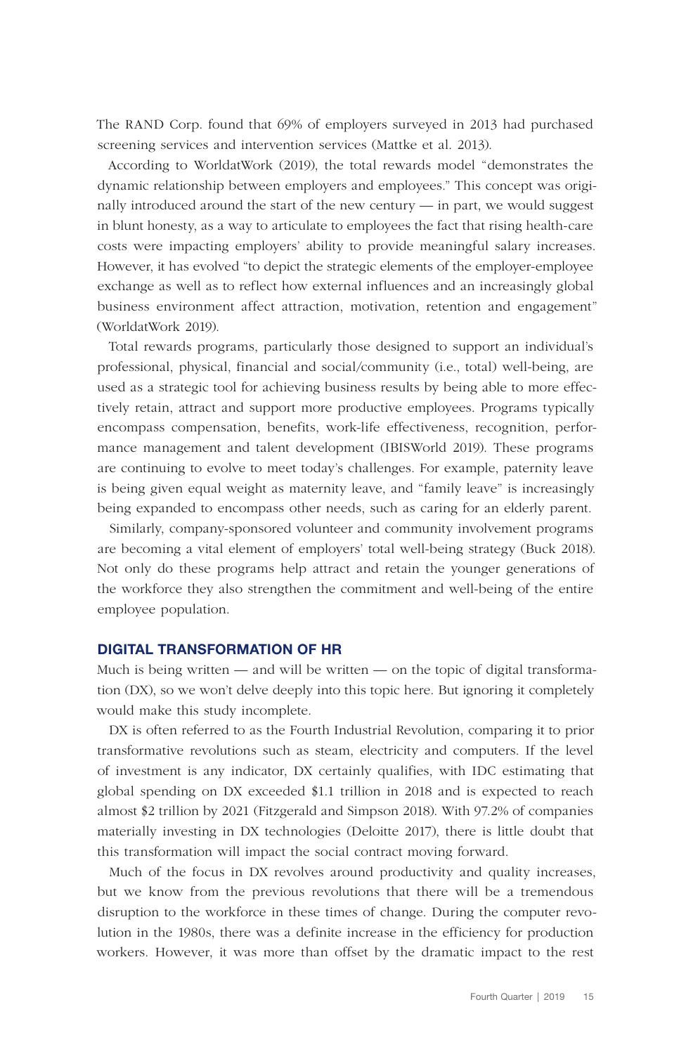The RAND Corp. found that 69% of employers surveyed in 2013 had purchased screening services and intervention services (Mattke et al. 2013).

According to WorldatWork (2019), the total rewards model "demonstrates the dynamic relationship between employers and employees." This concept was originally introduced around the start of the new century — in part, we would suggest in blunt honesty, as a way to articulate to employees the fact that rising health-care costs were impacting employers' ability to provide meaningful salary increases. However, it has evolved "to depict the strategic elements of the employer-employee exchange as well as to reflect how external influences and an increasingly global business environment affect attraction, motivation, retention and engagement" (WorldatWork 2019).

Total rewards programs, particularly those designed to support an individual's professional, physical, financial and social/community (i.e., total) well-being, are used as a strategic tool for achieving business results by being able to more effectively retain, attract and support more productive employees. Programs typically encompass compensation, benefits, work-life effectiveness, recognition, performance management and talent development (IBISWorld 2019). These programs are continuing to evolve to meet today's challenges. For example, paternity leave is being given equal weight as maternity leave, and "family leave" is increasingly being expanded to encompass other needs, such as caring for an elderly parent.

Similarly, company-sponsored volunteer and community involvement programs are becoming a vital element of employers' total well-being strategy (Buck 2018). Not only do these programs help attract and retain the younger generations of the workforce they also strengthen the commitment and well-being of the entire employee population.

## DIGITAL TRANSFORMATION OF HR

Much is being written — and will be written — on the topic of digital transformation (DX), so we won't delve deeply into this topic here. But ignoring it completely would make this study incomplete.

DX is often referred to as the Fourth Industrial Revolution, comparing it to prior transformative revolutions such as steam, electricity and computers. If the level of investment is any indicator, DX certainly qualifies, with IDC estimating that global spending on DX exceeded $1.1 trillion in 2018 and is expected to reach almost $2 trillion by 2021 (Fitzgerald and Simpson 2018). With 97.2% of companies materially investing in DX technologies (Deloitte 2017), there is little doubt that this transformation will impact the social contract moving forward.

Much of the focus in DX revolves around productivity and quality increases, but we know from the previous revolutions that there will be a tremendous disruption to the workforce in these times of change. During the computer revolution in the 1980s, there was a definite increase in the efficiency for production workers. However, it was more than offset by the dramatic impact to the rest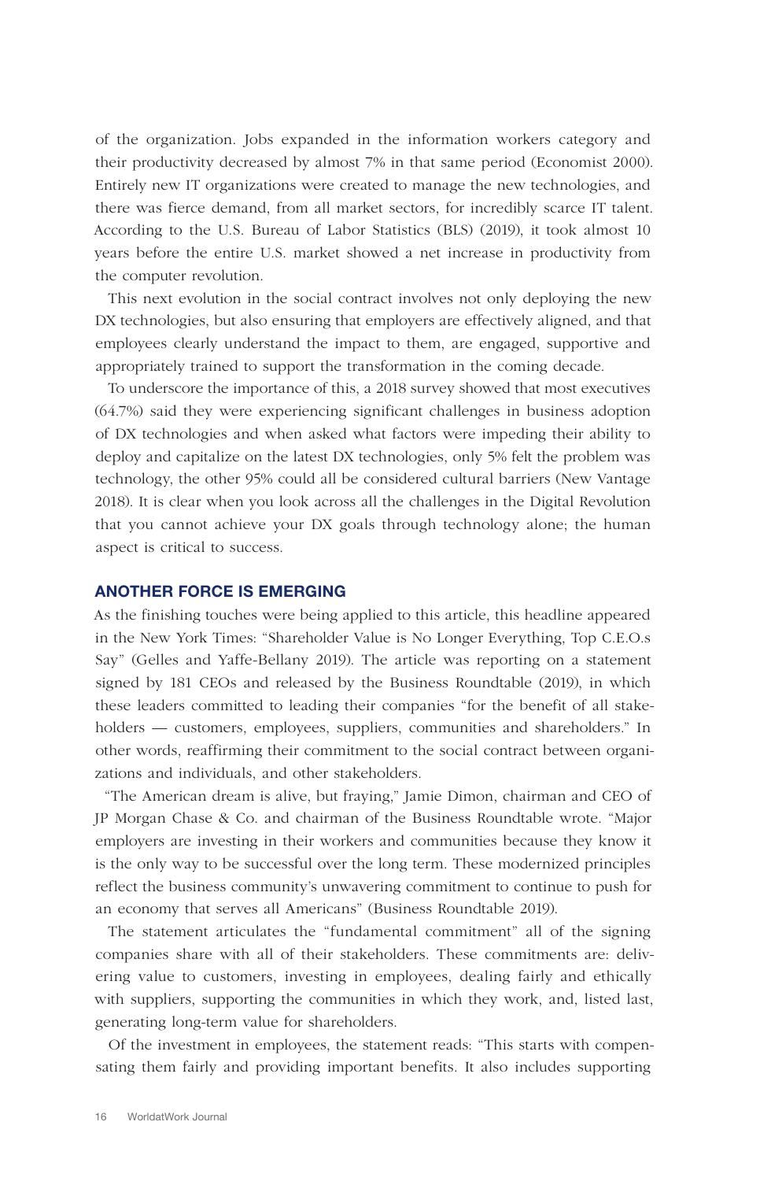of the organization. Jobs expanded in the information workers category and their productivity decreased by almost 7% in that same period (Economist 2000). Entirely new IT organizations were created to manage the new technologies, and there was fierce demand, from all market sectors, for incredibly scarce IT talent. According to the U.S. Bureau of Labor Statistics (BLS) (2019), it took almost 10 years before the entire U.S. market showed a net increase in productivity from the computer revolution.

This next evolution in the social contract involves not only deploying the new DX technologies, but also ensuring that employers are effectively aligned, and that employees clearly understand the impact to them, are engaged, supportive and appropriately trained to support the transformation in the coming decade.

To underscore the importance of this, a 2018 survey showed that most executives (64.7%) said they were experiencing significant challenges in business adoption of DX technologies and when asked what factors were impeding their ability to deploy and capitalize on the latest DX technologies, only 5% felt the problem was technology, the other 95% could all be considered cultural barriers (New Vantage 2018). It is clear when you look across all the challenges in the Digital Revolution that you cannot achieve your DX goals through technology alone; the human aspect is critical to success.

## ANOTHER FORCE IS EMERGING

As the finishing touches were being applied to this article, this headline appeared in the New York Times: "Shareholder Value is No Longer Everything, Top C.E.O.s Say" (Gelles and Yaffe-Bellany 2019). The article was reporting on a statement signed by 181 CEOs and released by the Business Roundtable (2019), in which these leaders committed to leading their companies "for the benefit of all stakeholders — customers, employees, suppliers, communities and shareholders." In other words, reaffirming their commitment to the social contract between organizations and individuals, and other stakeholders.

"The American dream is alive, but fraying," Jamie Dimon, chairman and CEO of JP Morgan Chase & Co. and chairman of the Business Roundtable wrote. "Major employers are investing in their workers and communities because they know it is the only way to be successful over the long term. These modernized principles reflect the business community's unwavering commitment to continue to push for an economy that serves all Americans" (Business Roundtable 2019).

The statement articulates the "fundamental commitment" all of the signing companies share with all of their stakeholders. These commitments are: delivering value to customers, investing in employees, dealing fairly and ethically with suppliers, supporting the communities in which they work, and, listed last, generating long-term value for shareholders.

Of the investment in employees, the statement reads: "This starts with compensating them fairly and providing important benefits. It also includes supporting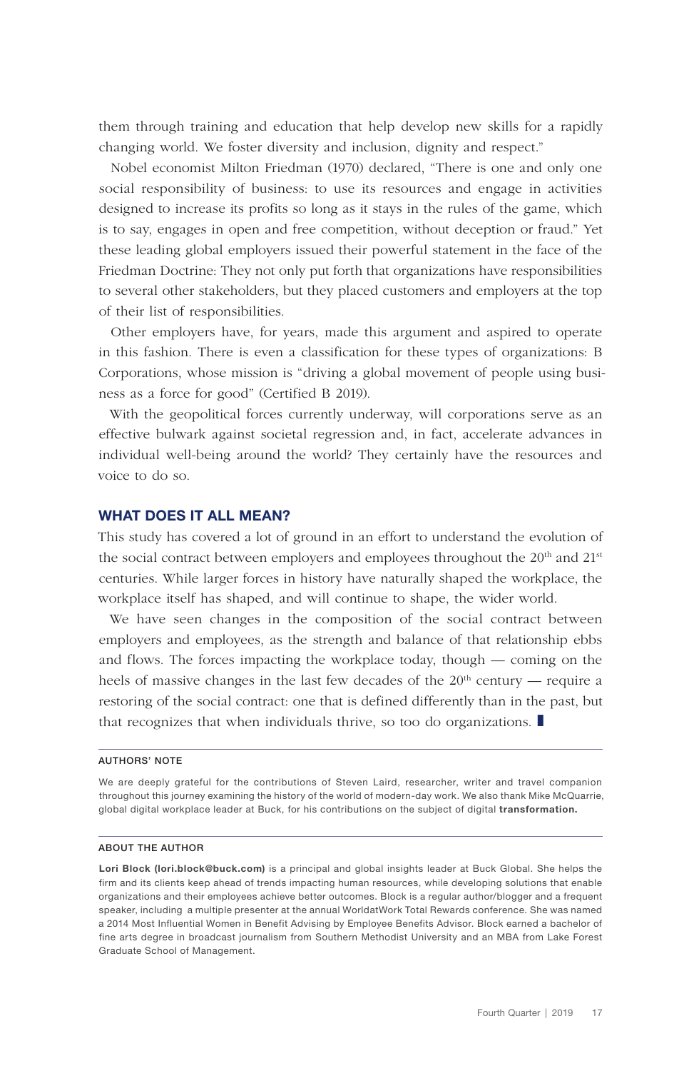them through training and education that help develop new skills for a rapidly changing world. We foster diversity and inclusion, dignity and respect."

Nobel economist Milton Friedman (1970) declared, "There is one and only one social responsibility of business: to use its resources and engage in activities designed to increase its profits so long as it stays in the rules of the game, which is to say, engages in open and free competition, without deception or fraud." Yet these leading global employers issued their powerful statement in the face of the Friedman Doctrine: They not only put forth that organizations have responsibilities to several other stakeholders, but they placed customers and employers at the top of their list of responsibilities.

Other employers have, for years, made this argument and aspired to operate in this fashion. There is even a classification for these types of organizations: B Corporations, whose mission is "driving a global movement of people using business as a force for good" (Certified B 2019).

With the geopolitical forces currently underway, will corporations serve as an effective bulwark against societal regression and, in fact, accelerate advances in individual well-being around the world? They certainly have the resources and voice to do so.

## WHAT DOES IT ALL MEAN?

This study has covered a lot of ground in an effort to understand the evolution of the social contract between employers and employees throughout the 20th and 21st centuries. While larger forces in history have naturally shaped the workplace, the workplace itself has shaped, and will continue to shape, the wider world.

We have seen changes in the composition of the social contract between employers and employees, as the strength and balance of that relationship ebbs and flows. The forces impacting the workplace today, though — coming on the heels of massive changes in the last few decades of the 20th century — require a restoring of the social contract: one that is defined differently than in the past, but that recognizes that when individuals thrive, so too do organizations. ■

### AUTHORS' NOTE

We are deeply grateful for the contributions of Steven Laird, researcher, writer and travel companion throughout this journey examining the history of the world of modern-day work. We also thank Mike McQuarrie, global digital workplace leader at Buck, for his contributions on the subject of digital **transformation.**

### ABOUT THE AUTHOR

**Lori Block (lori.block@buck.com)** is a principal and global insights leader at Buck Global. She helps the firm and its clients keep ahead of trends impacting human resources, while developing solutions that enable organizations and their employees achieve better outcomes. Block is a regular author/blogger and a frequent speaker, including a multiple presenter at the annual WorldatWork Total Rewards conference. She was named a 2014 Most Influential Women in Benefit Advising by Employee Benefits Advisor. Block earned a bachelor of fine arts degree in broadcast journalism from Southern Methodist University and an MBA from Lake Forest Graduate School of Management.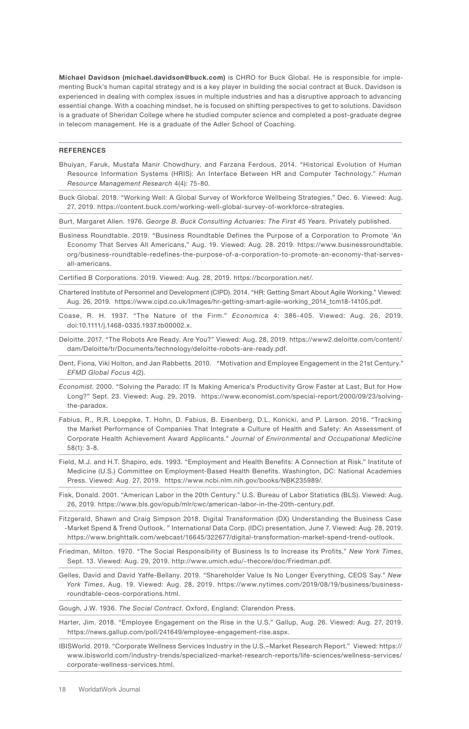**Michael Davidson (michael.davidson@buck.com)** is CHRO for Buck Global. He is responsible for implementing Buck's human capital strategy and is a key player in building the social contract at Buck. Davidson is experienced in dealing with complex issues in multiple industries and has a disruptive approach to advancing essential change. With a coaching mindset, he is focused on shifting perspectives to get to solutions. Davidson is a graduate of Sheridan College where he studied computer science and completed a post-graduate degree in telecom management. He is a graduate of the Adler School of Coaching.

## REFERENCES

Bhuiyan, Faruk, Mustafa Manir Chowdhury, and Farzana Ferdous. 2014. "Historical Evolution of Human Resource Information Systems (HRIS): An Interface Between HR and Computer Technology." *Human Resource Management Research* 4(4): 75-80.

Buck Global. 2018. "Working Well: A Global Survey of Workforce Wellbeing Strategies," Dec. 6. Viewed: Aug. 27, 2019. https://content.buck.com/working-well-global-survey-of-workforce-strategies.

Burt, Margaret Allen. 1976. *George B. Buck Consulting Actuaries: The First 45 Years*. Privately published.

Business Roundtable. 2019. "Business Roundtable Defines the Purpose of a Corporation to Promote 'An Economy That Serves All Americans," Aug. 19. Viewed: Aug. 28. 2019. https://www.businessroundtable.org/business-roundtable-redefines-the-purpose-of-a-corporation-to-promote-an-economy-that-serves-all-americans.

Certified B Corporations. 2019. Viewed: Aug. 28, 2019. https://bcorporation.net/.

Chartered Institute of Personnel and Development (CIPD). 2014. "HR: Getting Smart About Agile Working." Viewed: Aug. 26, 2019. https://www.cipd.co.uk/Images/hr-getting-smart-agile-working_2014_tcm18-14105.pdf.

Coase, R. H. 1937. "The Nature of the Firm." *Economica* 4: 386-405. Viewed: Aug. 26, 2019. doi:10.1111/j.1468-0335.1937.tb00002.x.

Deloitte. 2017. "The Robots Are Ready. Are You?" Viewed: Aug. 28, 2019. https://www2.deloitte.com/content/dam/Deloitte/tr/Documents/technology/deloitte-robots-are-ready.pdf.

Dent, Fiona, Viki Holton, and Jan Rabbetts. 2010. "Motivation and Employee Engagement in the 21st Century." *EFMD Global Focus* 4(2).

*Economist*. 2000. "Solving the Parado: IT Is Making America's Productivity Grow Faster at Last, But for How Long?" Sept. 23. Viewed: Aug. 29, 2019. https://www.economist.com/special-report/2000/09/23/solving-the-paradox.

Fabius, R., R.R. Loeppke, T. Hohn, D. Fabius, B. Eisenberg, D.L, Konicki, and P. Larson. 2016. "Tracking the Market Performance of Companies That Integrate a Culture of Health and Safety: An Assessment of Corporate Health Achievement Award Applicants." *Journal of Environmental and Occupational Medicine* 58(1): 3-8.

Field, M.J. and H.T. Shapiro, eds. 1993. "Employment and Health Benefits: A Connection at Risk." Institute of Medicine (U.S.) Committee on Employment-Based Health Benefits. Washington, DC: National Academies Press. Viewed: Aug. 27, 2019. https://www.ncbi.nlm.nih.gov/books/NBK235989/.

Fisk, Donald. 2001. "American Labor in the 20th Century." U.S. Bureau of Labor Statistics (BLS). Viewed: Aug. 26, 2019. https://www.bls.gov/opub/mlr/cwc/american-labor-in-the-20th-century.pdf.

Fitzgerald, Shawn and Craig Simpson 2018. Digital Transformation (DX) Understanding the Business Case -Market Spend & Trend Outlook. " International Data Corp. (IDC) presentation, June 7. Viewed: Aug. 28, 2019. https://www.brighttalk.com/webcast/16645/322677/digital-transformation-market-spend-trend-outlook.

Friedman, Milton. 1970. "The Social Responsibility of Business Is to Increase its Profits," *New York Times*, Sept. 13. Viewed: Aug. 29, 2019. http://www.umich.edu/~thecore/doc/Friedman.pdf.

Gelles, David and David Yaffe-Bellany. 2019. "Shareholder Value Is No Longer Everything, CEOS Say." *New York Times*, Aug. 19. Viewed: Aug. 28, 2019. https://www.nytimes.com/2019/08/19/business/business-roundtable-ceos-corporations.html.

Gough, J.W. 1936. *The Social Contract*. Oxford, England: Clarendon Press.

Harter, Jim. 2018. "Employee Engagement on the Rise in the U.S." Gallup, Aug. 26. Viewed: Aug. 27, 2019. https://news.gallup.com/poll/241649/employee-engagement-rise.aspx.

IBISWorld. 2019. "Corporate Wellness Services Industry in the U.S.–Market Research Report." Viewed: https://www.ibisworld.com/industry-trends/specialized-market-research-reports/life-sciences/wellness-services/corporate-wellness-services.html.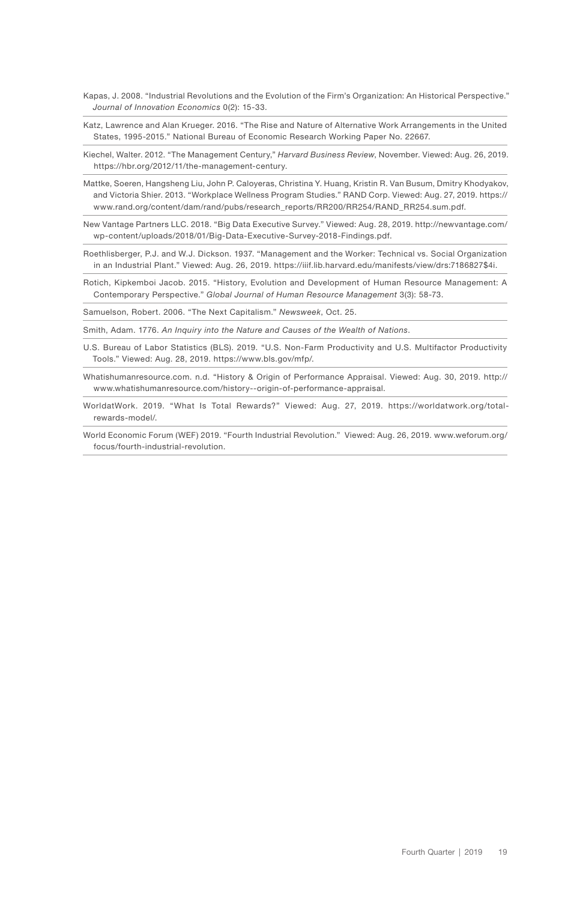Kapas, J. 2008. "Industrial Revolutions and the Evolution of the Firm's Organization: An Historical Perspective." *Journal of Innovation Economics* 0(2): 15-33.

Katz, Lawrence and Alan Krueger. 2016. "The Rise and Nature of Alternative Work Arrangements in the United States, 1995-2015." National Bureau of Economic Research Working Paper No. 22667.

Kiechel, Walter. 2012. "The Management Century," *Harvard Business Review*, November. Viewed: Aug. 26, 2019. https://hbr.org/2012/11/the-management-century.

Mattke, Soeren, Hangsheng Liu, John P. Caloyeras, Christina Y. Huang, Kristin R. Van Busum, Dmitry Khodyakov, and Victoria Shier. 2013. "Workplace Wellness Program Studies." RAND Corp. Viewed: Aug. 27, 2019. https://www.rand.org/content/dam/rand/pubs/research_reports/RR200/RR254/RAND_RR254.sum.pdf.

New Vantage Partners LLC. 2018. "Big Data Executive Survey." Viewed: Aug. 28, 2019. http://newvantage.com/wp-content/uploads/2018/01/Big-Data-Executive-Survey-2018-Findings.pdf.

Roethlisberger, P.J. and W.J. Dickson. 1937. "Management and the Worker: Technical vs. Social Organization in an Industrial Plant." Viewed: Aug. 26, 2019. https://iiif.lib.harvard.edu/manifests/view/drs:7186827$4i.

Rotich, Kipkemboi Jacob. 2015. "History, Evolution and Development of Human Resource Management: A Contemporary Perspective." *Global Journal of Human Resource Management* 3(3): 58-73.

Samuelson, Robert. 2006. "The Next Capitalism." *Newsweek*, Oct. 25.

Smith, Adam. 1776. *An Inquiry into the Nature and Causes of the Wealth of Nations*.

U.S. Bureau of Labor Statistics (BLS). 2019. "U.S. Non-Farm Productivity and U.S. Multifactor Productivity Tools." Viewed: Aug. 28, 2019. https://www.bls.gov/mfp/.

Whatishumanresource.com. n.d. "History & Origin of Performance Appraisal. Viewed: Aug. 30, 2019. http://www.whatishumanresource.com/history--origin-of-performance-appraisal.

WorldatWork. 2019. "What Is Total Rewards?" Viewed: Aug. 27, 2019. https://worldatwork.org/total-rewards-model/.

World Economic Forum (WEF) 2019. "Fourth Industrial Revolution." Viewed: Aug. 26, 2019. www.weforum.org/focus/fourth-industrial-revolution.